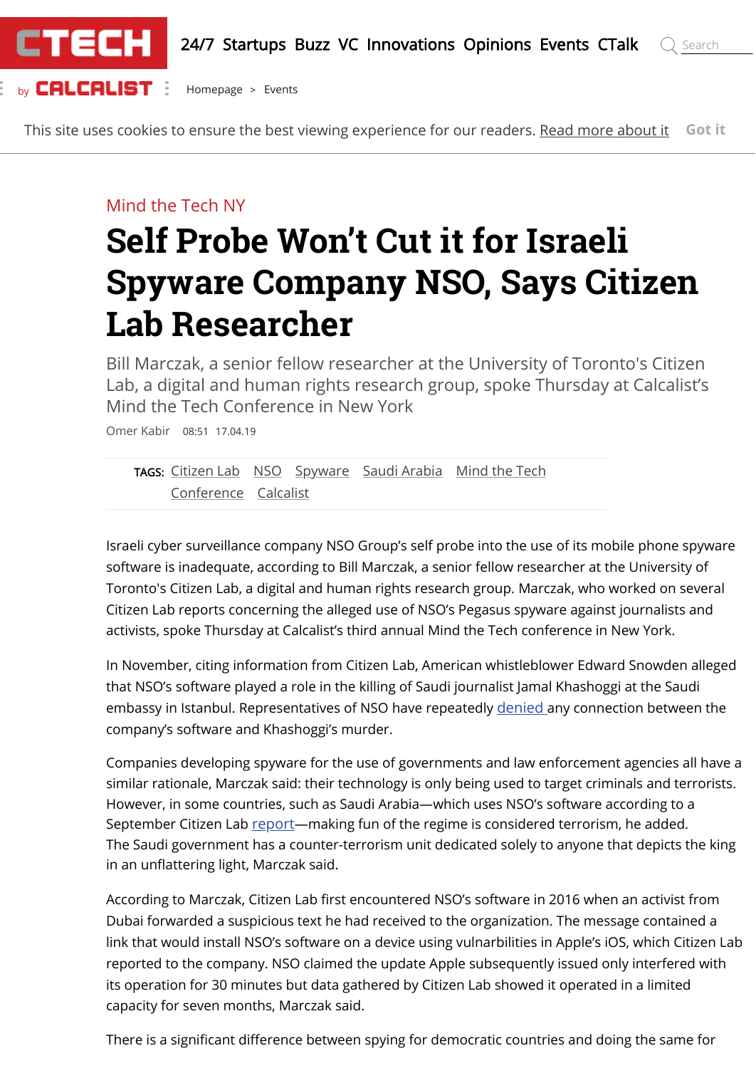Mind the Tech NY

# Self Probe Won't Cut it for Israeli Spyware Company NSO, Says Citizen Lab Researcher

Bill Marczak, a senior fellow researcher at the University of Toronto's Citizen Lab, a digital and human rights research group, spoke Thursday at Calcalist's Mind the Tech Conference in New York

Omer Kabir 08:51 17.04.19

TAGS: Citizen Lab NSO Spyware Saudi Arabia Mind the Tech Conference Calcalist

Israeli cyber surveillance company NSO Group's self probe into the use of its mobile phone spyware software is inadequate, according to Bill Marczak, a senior fellow researcher at the University of Toronto's Citizen Lab, a digital and human rights research group. Marczak, who worked on several Citizen Lab reports concerning the alleged use of NSO's Pegasus spyware against journalists and activists, spoke Thursday at Calcalist's third annual Mind the Tech conference in New York.

In November, citing information from Citizen Lab, American whistleblower Edward Snowden alleged that NSO's software played a role in the killing of Saudi journalist Jamal Khashoggi at the Saudi embassy in Istanbul. Representatives of NSO have repeatedly denied any connection between the company's software and Khashoggi's murder.

Companies developing spyware for the use of governments and law enforcement agencies all have a similar rationale, Marczak said: their technology is only being used to target criminals and terrorists. However, in some countries, such as Saudi Arabia—which uses NSO's software according to a September Citizen Lab report—making fun of the regime is considered terrorism, he added. The Saudi government has a counter-terrorism unit dedicated solely to anyone that depicts the king in an unflattering light, Marczak said.

According to Marczak, Citizen Lab first encountered NSO's software in 2016 when an activist from Dubai forwarded a suspicious text he had received to the organization. The message contained a link that would install NSO's software on a device using vulnerabilities in Apple's iOS, which Citizen Lab reported to the company. NSO claimed the update Apple subsequently issued only interfered with its operation for 30 minutes but data gathered by Citizen Lab showed it operated in a limited capacity for seven months, Marczak said.

There is a significant difference between spying for democratic countries and doing the same for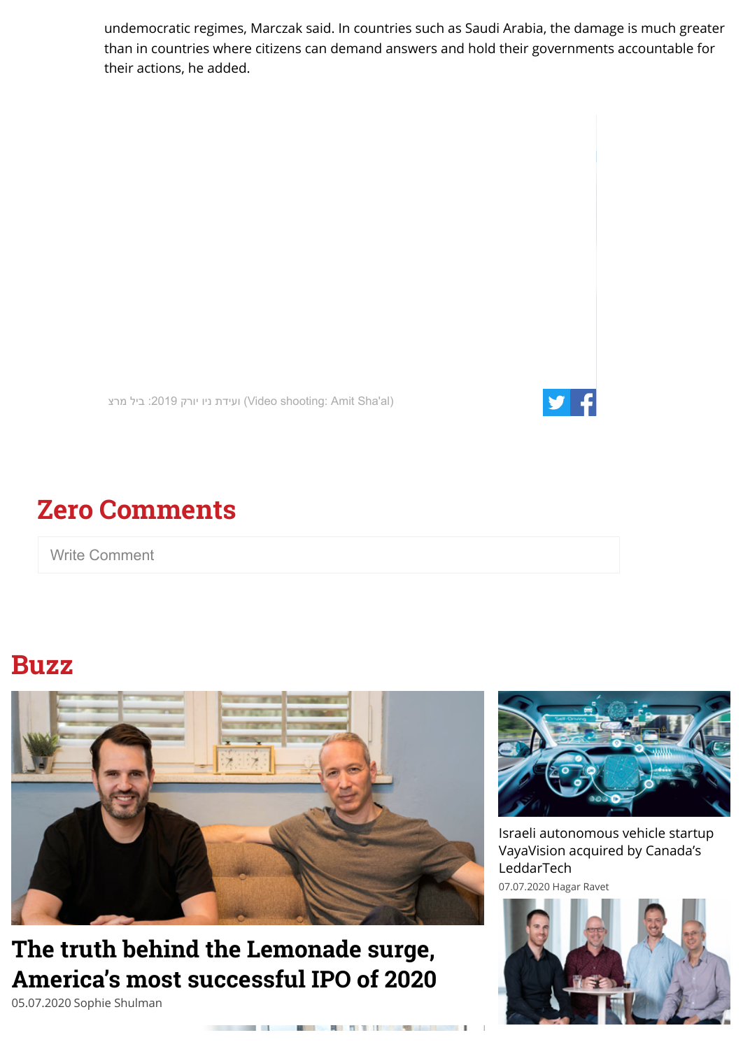undemocratic regimes, Marczak said. In countries such as Saudi Arabia, the damage is much greater than in countries where citizens can demand answers and hold their governments accountable for their actions, he added.

ועידת ניו יורק 2019: ביל מרצ (Video shooting: Amit Sha'al)

## Zero Comments

Write Comment

## Buzz

### The truth behind the Lemonade surge, America's most successful IPO of 2020

05.07.2020 Sophie Shulman

Israeli autonomous vehicle startup VayaVision acquired by Canada's LeddarTech

07.07.2020 Hagar Ravet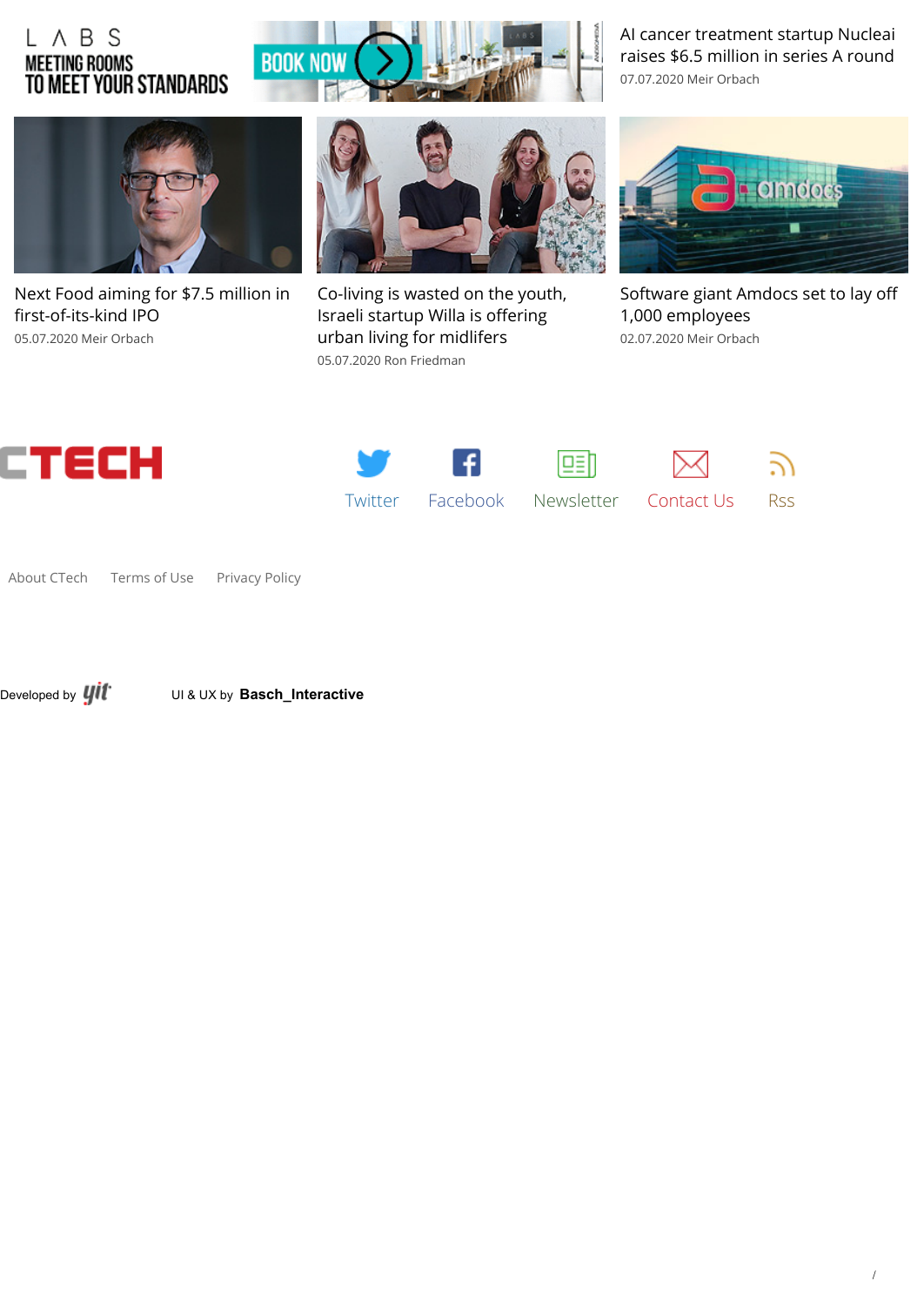L A B S
MEETING ROOMS
TO MEET YOUR STANDARDS
BOOK NOW

AI cancer treatment startup Nucleai raises $6.5 million in series A round
07.07.2020 Meir Orbach

Next Food aiming for $7.5 million in first-of-its-kind IPO
05.07.2020 Meir Orbach

Co-living is wasted on the youth, Israeli startup Willa is offering urban living for midlifers
05.07.2020 Ron Friedman

Software giant Amdocs set to lay off 1,000 employees
02.07.2020 Meir Orbach

CTECH

Twitter Facebook Newsletter Contact Us Rss

About CTech Terms of Use Privacy Policy

Developed by yit UI & UX by **Basch_Interactive**